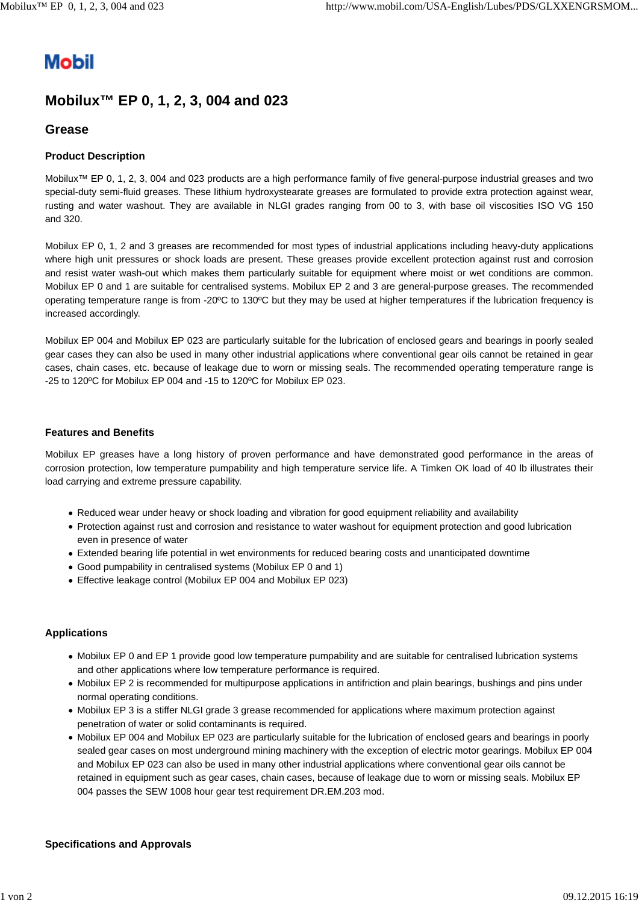Mobil

# Mobilux™ EP 0, 1, 2, 3, 004 and 023

## Grease

### Product Description

Mobilux™ EP 0, 1, 2, 3, 004 and 023 products are a high performance family of five general-purpose industrial greases and two special-duty semi-fluid greases. These lithium hydroxystearate greases are formulated to provide extra protection against wear, rusting and water washout. They are available in NLGI grades ranging from 00 to 3, with base oil viscosities ISO VG 150 and 320.

Mobilux EP 0, 1, 2 and 3 greases are recommended for most types of industrial applications including heavy-duty applications where high unit pressures or shock loads are present. These greases provide excellent protection against rust and corrosion and resist water wash-out which makes them particularly suitable for equipment where moist or wet conditions are common. Mobilux EP 0 and 1 are suitable for centralised systems. Mobilux EP 2 and 3 are general-purpose greases. The recommended operating temperature range is from -20ºC to 130ºC but they may be used at higher temperatures if the lubrication frequency is increased accordingly.

Mobilux EP 004 and Mobilux EP 023 are particularly suitable for the lubrication of enclosed gears and bearings in poorly sealed gear cases they can also be used in many other industrial applications where conventional gear oils cannot be retained in gear cases, chain cases, etc. because of leakage due to worn or missing seals. The recommended operating temperature range is -25 to 120ºC for Mobilux EP 004 and -15 to 120ºC for Mobilux EP 023.

### Features and Benefits

Mobilux EP greases have a long history of proven performance and have demonstrated good performance in the areas of corrosion protection, low temperature pumpability and high temperature service life. A Timken OK load of 40 lb illustrates their load carrying and extreme pressure capability.

- Reduced wear under heavy or shock loading and vibration for good equipment reliability and availability
- Protection against rust and corrosion and resistance to water washout for equipment protection and good lubrication even in presence of water
- Extended bearing life potential in wet environments for reduced bearing costs and unanticipated downtime
- Good pumpability in centralised systems (Mobilux EP 0 and 1)
- Effective leakage control (Mobilux EP 004 and Mobilux EP 023)

### Applications

- Mobilux EP 0 and EP 1 provide good low temperature pumpability and are suitable for centralised lubrication systems and other applications where low temperature performance is required.
- Mobilux EP 2 is recommended for multipurpose applications in antifriction and plain bearings, bushings and pins under normal operating conditions.
- Mobilux EP 3 is a stiffer NLGI grade 3 grease recommended for applications where maximum protection against penetration of water or solid contaminants is required.
- Mobilux EP 004 and Mobilux EP 023 are particularly suitable for the lubrication of enclosed gears and bearings in poorly sealed gear cases on most underground mining machinery with the exception of electric motor gearings. Mobilux EP 004 and Mobilux EP 023 can also be used in many other industrial applications where conventional gear oils cannot be retained in equipment such as gear cases, chain cases, because of leakage due to worn or missing seals. Mobilux EP 004 passes the SEW 1008 hour gear test requirement DR.EM.203 mod.

### Specifications and Approvals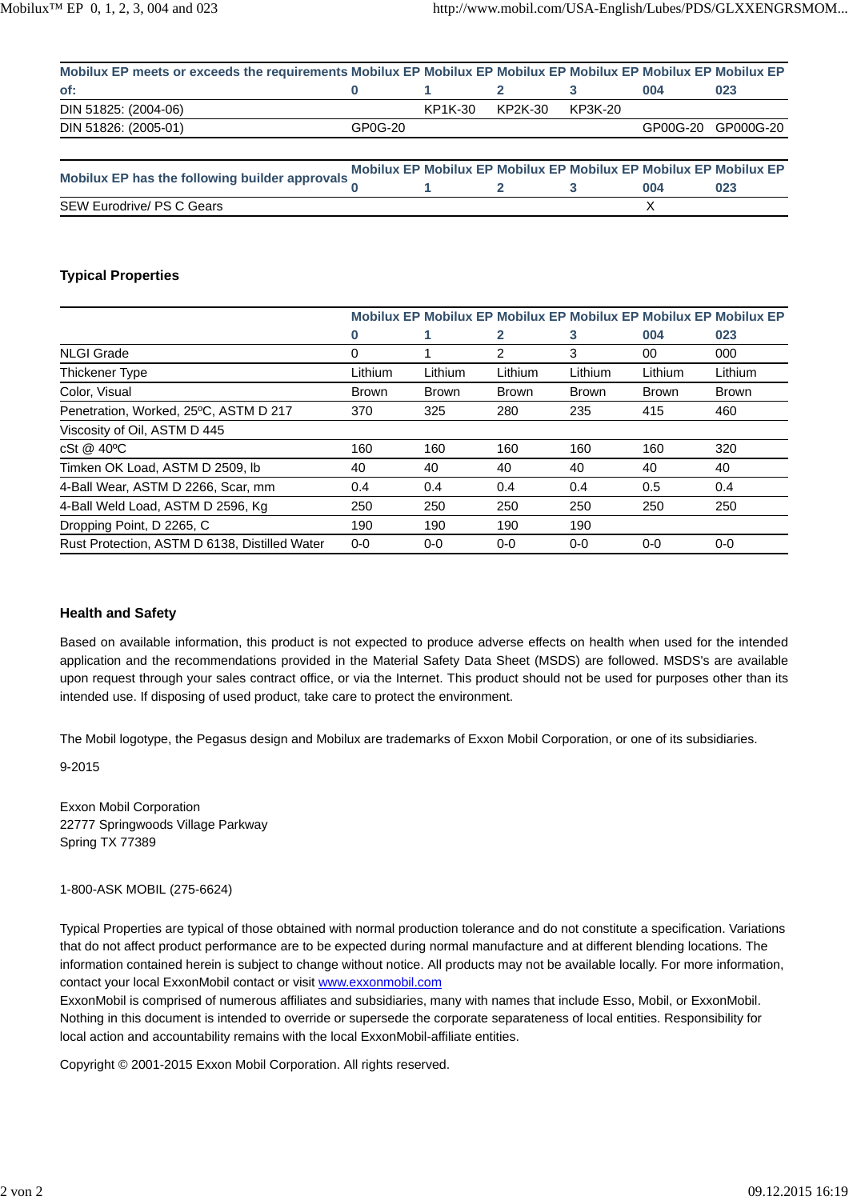| Mobilux EP meets or exceeds the requirements of: | Mobilux EP 0 | Mobilux EP 1 | Mobilux EP 2 | Mobilux EP 3 | Mobilux EP 004 | Mobilux EP 023 |
|---|---|---|---|---|---|---|
| DIN 51825: (2004-06) | | KP1K-30 | KP2K-30 | KP3K-20 | | |
| DIN 51826: (2005-01) | GP0G-20 | | | | GP00G-20 | GP000G-20 |

| Mobilux EP has the following builder approvals | Mobilux EP 0 | Mobilux EP 1 | Mobilux EP 2 | Mobilux EP 3 | Mobilux EP 004 | Mobilux EP 023 |
|---|---|---|---|---|---|---|
| SEW Eurodrive/ PS C Gears | | | | | X | |

### Typical Properties

| | Mobilux EP 0 | Mobilux EP 1 | Mobilux EP 2 | Mobilux EP 3 | Mobilux EP 004 | Mobilux EP 023 |
|---|---|---|---|---|---|---|
| NLGI Grade | 0 | 1 | 2 | 3 | 00 | 000 |
| Thickener Type | Lithium | Lithium | Lithium | Lithium | Lithium | Lithium |
| Color, Visual | Brown | Brown | Brown | Brown | Brown | Brown |
| Penetration, Worked, 25ºC, ASTM D 217 | 370 | 325 | 280 | 235 | 415 | 460 |
| Viscosity of Oil, ASTM D 445 | | | | | | |
| cSt @ 40ºC | 160 | 160 | 160 | 160 | 160 | 320 |
| Timken OK Load, ASTM D 2509, lb | 40 | 40 | 40 | 40 | 40 | 40 |
| 4-Ball Wear, ASTM D 2266, Scar, mm | 0.4 | 0.4 | 0.4 | 0.4 | 0.5 | 0.4 |
| 4-Ball Weld Load, ASTM D 2596, Kg | 250 | 250 | 250 | 250 | 250 | 250 |
| Dropping Point, D 2265, C | 190 | 190 | 190 | 190 | | |
| Rust Protection, ASTM D 6138, Distilled Water | 0-0 | 0-0 | 0-0 | 0-0 | 0-0 | 0-0 |

### Health and Safety

Based on available information, this product is not expected to produce adverse effects on health when used for the intended application and the recommendations provided in the Material Safety Data Sheet (MSDS) are followed. MSDS's are available upon request through your sales contract office, or via the Internet. This product should not be used for purposes other than its intended use. If disposing of used product, take care to protect the environment.

The Mobil logotype, the Pegasus design and Mobilux are trademarks of Exxon Mobil Corporation, or one of its subsidiaries.

9-2015

Exxon Mobil Corporation
22777 Springwoods Village Parkway
Spring TX 77389

1-800-ASK MOBIL (275-6624)

Typical Properties are typical of those obtained with normal production tolerance and do not constitute a specification. Variations that do not affect product performance are to be expected during normal manufacture and at different blending locations. The information contained herein is subject to change without notice. All products may not be available locally. For more information, contact your local ExxonMobil contact or visit www.exxonmobil.com
ExxonMobil is comprised of numerous affiliates and subsidiaries, many with names that include Esso, Mobil, or ExxonMobil. Nothing in this document is intended to override or supersede the corporate separateness of local entities. Responsibility for local action and accountability remains with the local ExxonMobil-affiliate entities.

Copyright © 2001-2015 Exxon Mobil Corporation. All rights reserved.